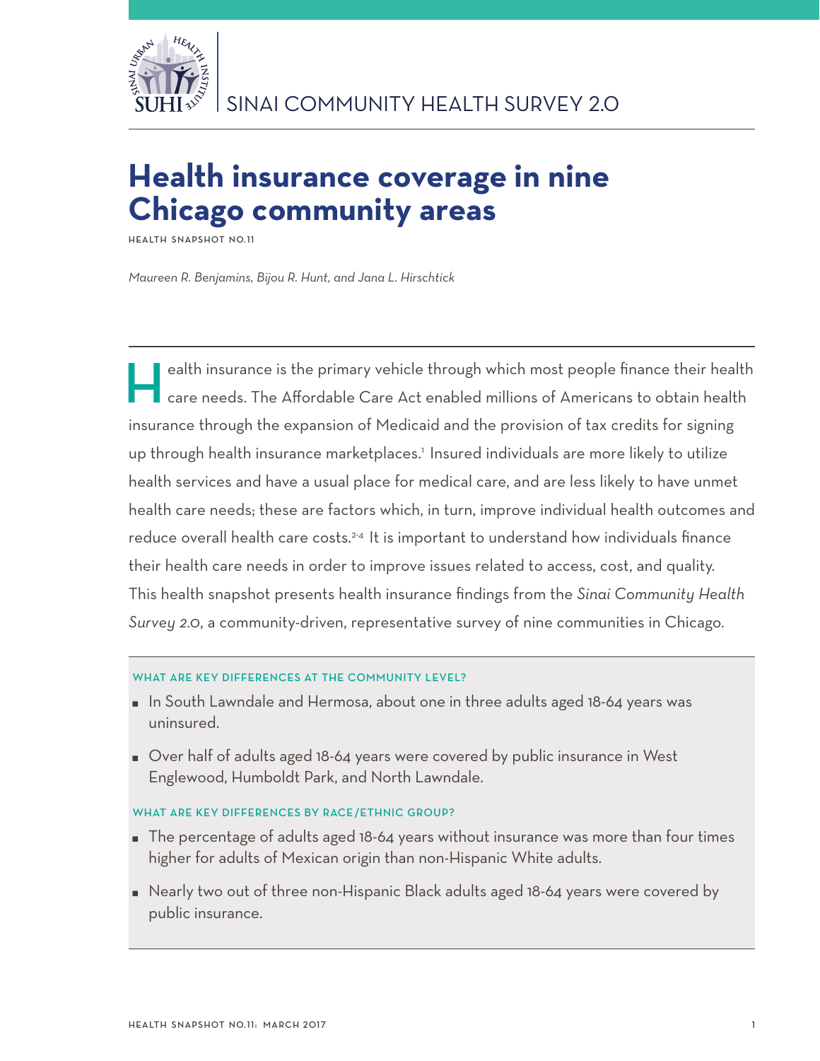SINAI COMMUNITY HEALTH SURVEY 2.0

# Health insurance coverage in nine Chicago community areas

HEALTH SNAPSHOT NO.11

*Maureen R. Benjamins, Bijou R. Hunt, and Jana L. Hirschtick*

Health insurance is the primary vehicle through which most people finance their health care needs. The Affordable Care Act enabled millions of Americans to obtain health insurance through the expansion of Medicaid and the provision of tax credits for signing up through health insurance marketplaces.[1] Insured individuals are more likely to utilize health services and have a usual place for medical care, and are less likely to have unmet health care needs; these are factors which, in turn, improve individual health outcomes and reduce overall health care costs.[2-4] It is important to understand how individuals finance their health care needs in order to improve issues related to access, cost, and quality. This health snapshot presents health insurance findings from the *Sinai Community Health Survey 2.0*, a community-driven, representative survey of nine communities in Chicago.

### WHAT ARE KEY DIFFERENCES AT THE COMMUNITY LEVEL?

- In South Lawndale and Hermosa, about one in three adults aged 18-64 years was uninsured.
- Over half of adults aged 18-64 years were covered by public insurance in West Englewood, Humboldt Park, and North Lawndale.

### WHAT ARE KEY DIFFERENCES BY RACE/ETHNIC GROUP?

- The percentage of adults aged 18-64 years without insurance was more than four times higher for adults of Mexican origin than non-Hispanic White adults.
- Nearly two out of three non-Hispanic Black adults aged 18-64 years were covered by public insurance.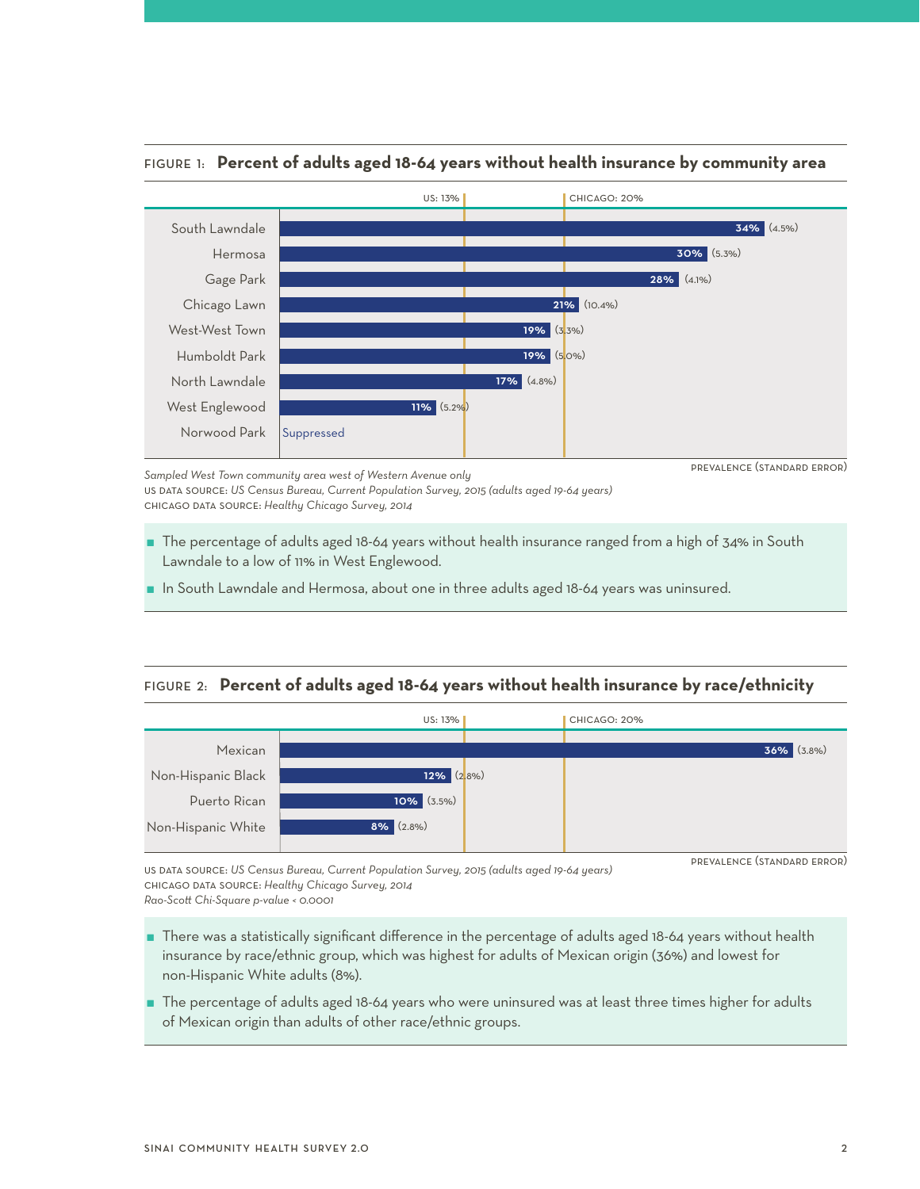FIGURE 1: **Percent of adults aged 18-64 years without health insurance by community area**

US: 13% | CHICAGO: 20%

| Community area | Prevalence (Standard Error) |
|---|---|
| South Lawndale | 34% (4.5%) |
| Hermosa | 30% (5.3%) |
| Gage Park | 28% (4.1%) |
| Chicago Lawn | 21% (10.4%) |
| West-West Town | 19% (3.3%) |
| Humboldt Park | 19% (5.0%) |
| North Lawndale | 17% (4.8%) |
| West Englewood | 11% (5.2%) |
| Norwood Park | Suppressed |

PREVALENCE (STANDARD ERROR)

*Sampled West Town community area west of Western Avenue only*
US DATA SOURCE: *US Census Bureau, Current Population Survey, 2015 (adults aged 19-64 years)*
CHICAGO DATA SOURCE: *Healthy Chicago Survey, 2014*

- The percentage of adults aged 18-64 years without health insurance ranged from a high of 34% in South Lawndale to a low of 11% in West Englewood.
- In South Lawndale and Hermosa, about one in three adults aged 18-64 years was uninsured.

FIGURE 2: **Percent of adults aged 18-64 years without health insurance by race/ethnicity**

US: 13% | CHICAGO: 20%

| Race/ethnicity | Prevalence (Standard Error) |
|---|---|
| Mexican | 36% (3.8%) |
| Non-Hispanic Black | 12% (2.8%) |
| Puerto Rican | 10% (3.5%) |
| Non-Hispanic White | 8% (2.8%) |

PREVALENCE (STANDARD ERROR)

US DATA SOURCE: *US Census Bureau, Current Population Survey, 2015 (adults aged 19-64 years)*
CHICAGO DATA SOURCE: *Healthy Chicago Survey, 2014*
*Rao-Scott Chi-Square p-value < 0.0001*

- There was a statistically significant difference in the percentage of adults aged 18-64 years without health insurance by race/ethnic group, which was highest for adults of Mexican origin (36%) and lowest for non-Hispanic White adults (8%).
- The percentage of adults aged 18-64 years who were uninsured was at least three times higher for adults of Mexican origin than adults of other race/ethnic groups.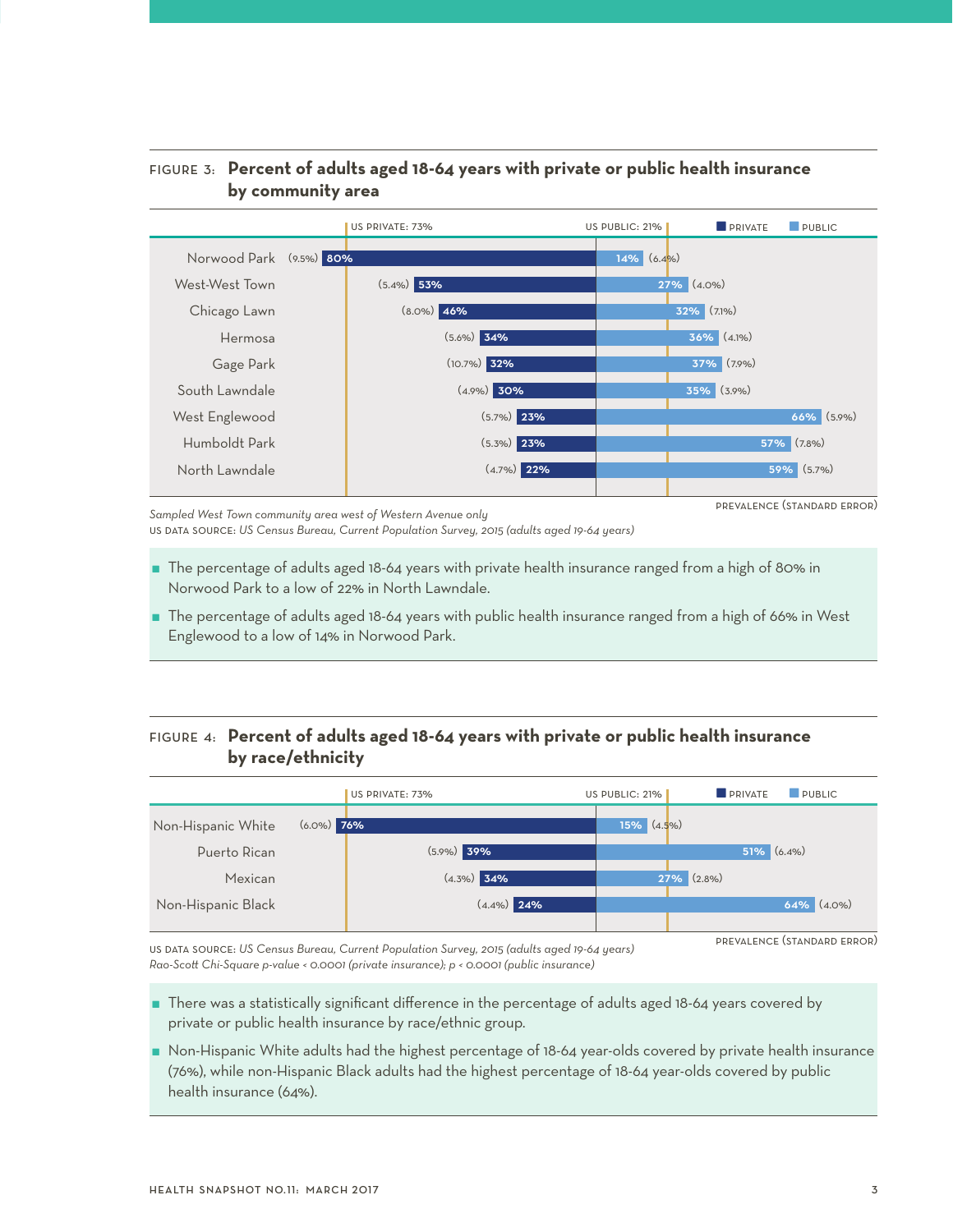## FIGURE 3: Percent of adults aged 18-64 years with private or public health insurance by community area

US PRIVATE: 73% | US PUBLIC: 21%

| Community area | Private | Public |
|---|---|---|
| Norwood Park | 80% (9.5%) | 14% (6.4%) |
| West-West Town | 53% (5.4%) | 27% (4.0%) |
| Chicago Lawn | 46% (8.0%) | 32% (7.1%) |
| Hermosa | 34% (5.6%) | 36% (4.1%) |
| Gage Park | 32% (10.7%) | 37% (7.9%) |
| South Lawndale | 30% (4.9%) | 35% (3.9%) |
| West Englewood | 23% (5.7%) | 66% (5.9%) |
| Humboldt Park | 23% (5.3%) | 57% (7.8%) |
| North Lawndale | 22% (4.7%) | 59% (5.7%) |

PREVALENCE (STANDARD ERROR)

*Sampled West Town community area west of Western Avenue only*
US DATA SOURCE: *US Census Bureau, Current Population Survey, 2015 (adults aged 19-64 years)*

- The percentage of adults aged 18-64 years with private health insurance ranged from a high of 80% in Norwood Park to a low of 22% in North Lawndale.
- The percentage of adults aged 18-64 years with public health insurance ranged from a high of 66% in West Englewood to a low of 14% in Norwood Park.

## FIGURE 4: Percent of adults aged 18-64 years with private or public health insurance by race/ethnicity

US PRIVATE: 73% | US PUBLIC: 21%

| Race/ethnicity | Private | Public |
|---|---|---|
| Non-Hispanic White | 76% (6.0%) | 15% (4.5%) |
| Puerto Rican | 39% (5.9%) | 51% (6.4%) |
| Mexican | 34% (4.3%) | 27% (2.8%) |
| Non-Hispanic Black | 24% (4.4%) | 64% (4.0%) |

PREVALENCE (STANDARD ERROR)

US DATA SOURCE: *US Census Bureau, Current Population Survey, 2015 (adults aged 19-64 years)*
*Rao-Scott Chi-Square p-value < 0.0001 (private insurance); p < 0.0001 (public insurance)*

- There was a statistically significant difference in the percentage of adults aged 18-64 years covered by private or public health insurance by race/ethnic group.
- Non-Hispanic White adults had the highest percentage of 18-64 year-olds covered by private health insurance (76%), while non-Hispanic Black adults had the highest percentage of 18-64 year-olds covered by public health insurance (64%).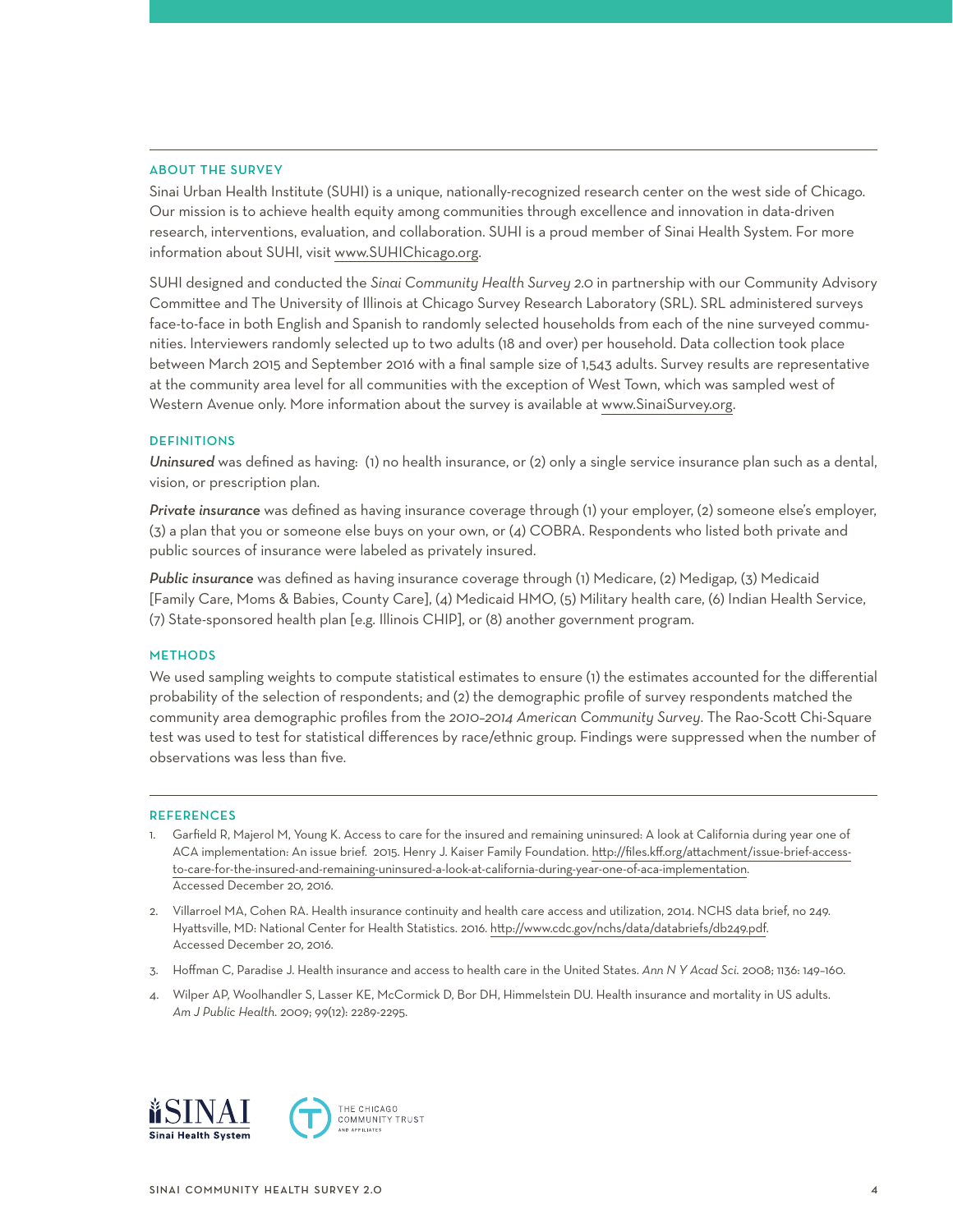## ABOUT THE SURVEY

Sinai Urban Health Institute (SUHI) is a unique, nationally-recognized research center on the west side of Chicago. Our mission is to achieve health equity among communities through excellence and innovation in data-driven research, interventions, evaluation, and collaboration. SUHI is a proud member of Sinai Health System. For more information about SUHI, visit www.SUHIChicago.org.

SUHI designed and conducted the *Sinai Community Health Survey 2.0* in partnership with our Community Advisory Committee and The University of Illinois at Chicago Survey Research Laboratory (SRL). SRL administered surveys face-to-face in both English and Spanish to randomly selected households from each of the nine surveyed communities. Interviewers randomly selected up to two adults (18 and over) per household. Data collection took place between March 2015 and September 2016 with a final sample size of 1,543 adults. Survey results are representative at the community area level for all communities with the exception of West Town, which was sampled west of Western Avenue only. More information about the survey is available at www.SinaiSurvey.org.

## DEFINITIONS

***Uninsured*** was defined as having: (1) no health insurance, or (2) only a single service insurance plan such as a dental, vision, or prescription plan.

***Private insurance*** was defined as having insurance coverage through (1) your employer, (2) someone else's employer, (3) a plan that you or someone else buys on your own, or (4) COBRA. Respondents who listed both private and public sources of insurance were labeled as privately insured.

***Public insurance*** was defined as having insurance coverage through (1) Medicare, (2) Medigap, (3) Medicaid [Family Care, Moms & Babies, County Care], (4) Medicaid HMO, (5) Military health care, (6) Indian Health Service, (7) State-sponsored health plan [e.g. Illinois CHIP], or (8) another government program.

## METHODS

We used sampling weights to compute statistical estimates to ensure (1) the estimates accounted for the differential probability of the selection of respondents; and (2) the demographic profile of survey respondents matched the community area demographic profiles from the *2010–2014 American Community Survey*. The Rao-Scott Chi-Square test was used to test for statistical differences by race/ethnic group. Findings were suppressed when the number of observations was less than five.

## REFERENCES

1. Garfield R, Majerol M, Young K. Access to care for the insured and remaining uninsured: A look at California during year one of ACA implementation: An issue brief. 2015. Henry J. Kaiser Family Foundation. http://files.kff.org/attachment/issue-brief-access-to-care-for-the-insured-and-remaining-uninsured-a-look-at-california-during-year-one-of-aca-implementation. Accessed December 20, 2016.
2. Villarroel MA, Cohen RA. Health insurance continuity and health care access and utilization, 2014. NCHS data brief, no 249. Hyattsville, MD: National Center for Health Statistics. 2016. http://www.cdc.gov/nchs/data/databriefs/db249.pdf. Accessed December 20, 2016.
3. Hoffman C, Paradise J. Health insurance and access to health care in the United States. *Ann N Y Acad Sci*. 2008; 1136: 149–160.
4. Wilper AP, Woolhandler S, Lasser KE, McCormick D, Bor DH, Himmelstein DU. Health insurance and mortality in US adults. *Am J Public Health*. 2009; 99(12): 2289-2295.

SINAI
Sinai Health System

THE CHICAGO COMMUNITY TRUST AND AFFILIATES